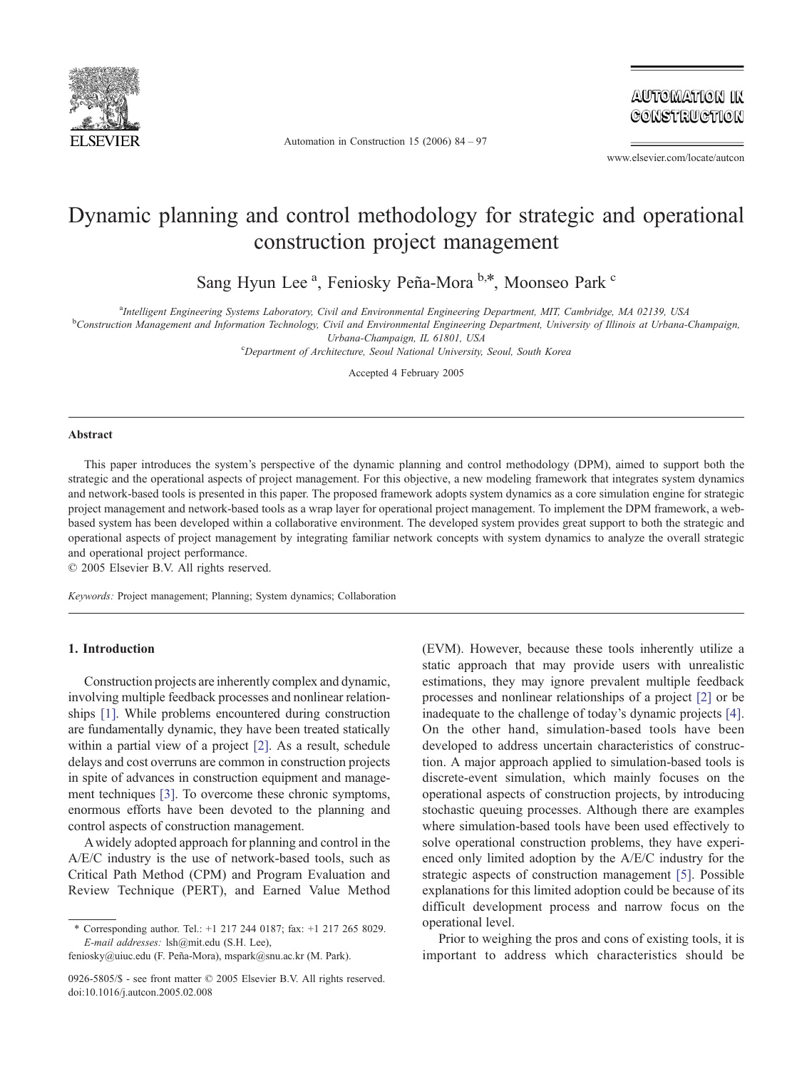# Dynamic planning and control methodology for strategic and operational construction project management

Sang Hyun Lee [a], Feniosky Peña-Mora [b,*], Moonseo Park [c]

[a] *Intelligent Engineering Systems Laboratory, Civil and Environmental Engineering Department, MIT, Cambridge, MA 02139, USA*

[b] *Construction Management and Information Technology, Civil and Environmental Engineering Department, University of Illinois at Urbana-Champaign, Urbana-Champaign, IL 61801, USA*

[c] *Department of Architecture, Seoul National University, Seoul, South Korea*

Accepted 4 February 2005

## Abstract

This paper introduces the system's perspective of the dynamic planning and control methodology (DPM), aimed to support both the strategic and the operational aspects of project management. For this objective, a new modeling framework that integrates system dynamics and network-based tools is presented in this paper. The proposed framework adopts system dynamics as a core simulation engine for strategic project management and network-based tools as a wrap layer for operational project management. To implement the DPM framework, a web-based system has been developed within a collaborative environment. The developed system provides great support to both the strategic and operational aspects of project management by integrating familiar network concepts with system dynamics to analyze the overall strategic and operational project performance.

© 2005 Elsevier B.V. All rights reserved.

*Keywords:* Project management; Planning; System dynamics; Collaboration

## 1. Introduction

Construction projects are inherently complex and dynamic, involving multiple feedback processes and nonlinear relationships [1]. While problems encountered during construction are fundamentally dynamic, they have been treated statically within a partial view of a project [2]. As a result, schedule delays and cost overruns are common in construction projects in spite of advances in construction equipment and management techniques [3]. To overcome these chronic symptoms, enormous efforts have been devoted to the planning and control aspects of construction management.

A widely adopted approach for planning and control in the A/E/C industry is the use of network-based tools, such as Critical Path Method (CPM) and Program Evaluation and Review Technique (PERT), and Earned Value Method (EVM). However, because these tools inherently utilize a static approach that may provide users with unrealistic estimations, they may ignore prevalent multiple feedback processes and nonlinear relationships of a project [2] or be inadequate to the challenge of today's dynamic projects [4]. On the other hand, simulation-based tools have been developed to address uncertain characteristics of construction. A major approach applied to simulation-based tools is discrete-event simulation, which mainly focuses on the operational aspects of construction projects, by introducing stochastic queuing processes. Although there are examples where simulation-based tools have been used effectively to solve operational construction problems, they have experienced only limited adoption by the A/E/C industry for the strategic aspects of construction management [5]. Possible explanations for this limited adoption could be because of its difficult development process and narrow focus on the operational level.

Prior to weighing the pros and cons of existing tools, it is important to address which characteristics should be

---

\* Corresponding author. Tel.: +1 217 244 0187; fax: +1 217 265 8029.
*E-mail addresses:* lsh@mit.edu (S.H. Lee), feniosky@uiuc.edu (F. Peña-Mora), mspark@snu.ac.kr (M. Park).

0926-5805/$ - see front matter © 2005 Elsevier B.V. All rights reserved.
doi:10.1016/j.autcon.2005.02.008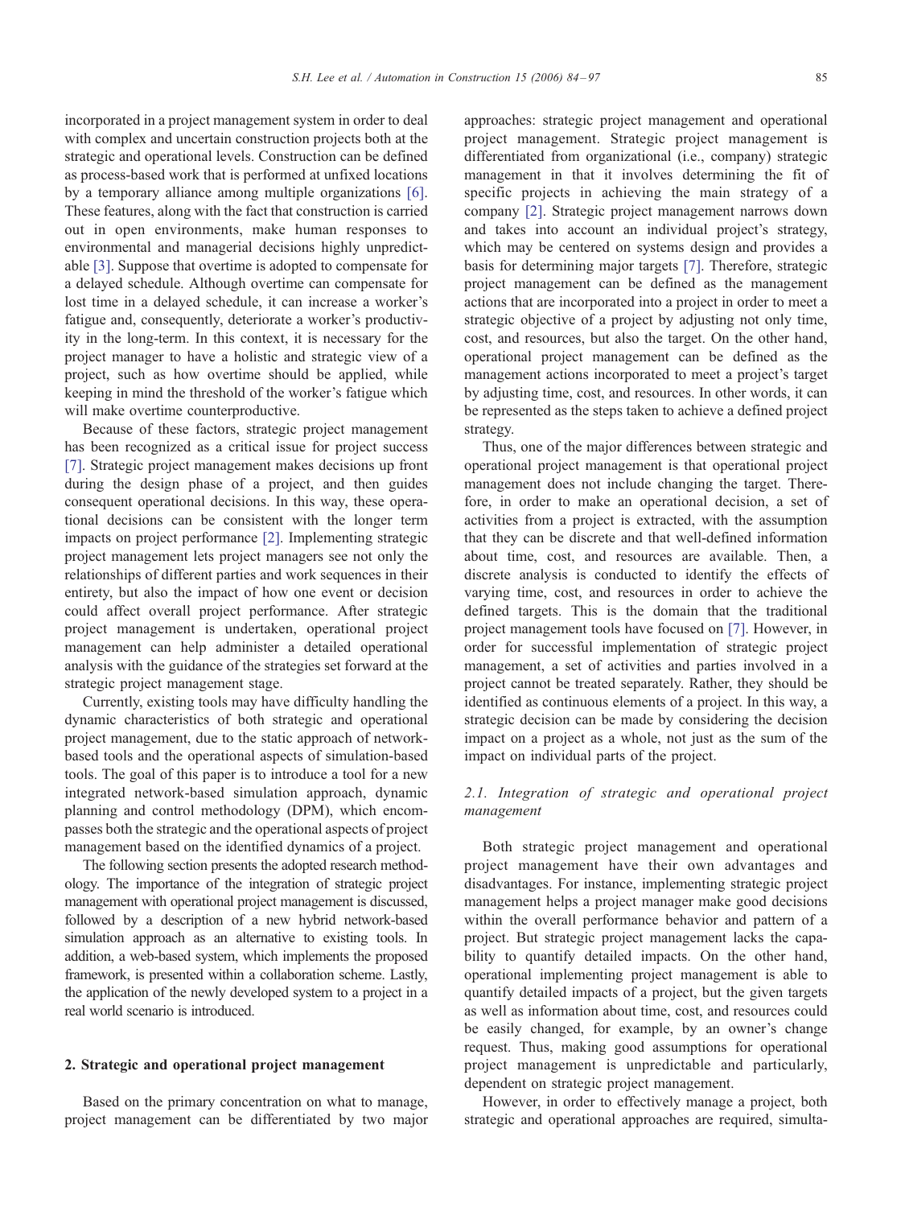incorporated in a project management system in order to deal with complex and uncertain construction projects both at the strategic and operational levels. Construction can be defined as process-based work that is performed at unfixed locations by a temporary alliance among multiple organizations [6]. These features, along with the fact that construction is carried out in open environments, make human responses to environmental and managerial decisions highly unpredictable [3]. Suppose that overtime is adopted to compensate for a delayed schedule. Although overtime can compensate for lost time in a delayed schedule, it can increase a worker's fatigue and, consequently, deteriorate a worker's productivity in the long-term. In this context, it is necessary for the project manager to have a holistic and strategic view of a project, such as how overtime should be applied, while keeping in mind the threshold of the worker's fatigue which will make overtime counterproductive.

Because of these factors, strategic project management has been recognized as a critical issue for project success [7]. Strategic project management makes decisions up front during the design phase of a project, and then guides consequent operational decisions. In this way, these operational decisions can be consistent with the longer term impacts on project performance [2]. Implementing strategic project management lets project managers see not only the relationships of different parties and work sequences in their entirety, but also the impact of how one event or decision could affect overall project performance. After strategic project management is undertaken, operational project management can help administer a detailed operational analysis with the guidance of the strategies set forward at the strategic project management stage.

Currently, existing tools may have difficulty handling the dynamic characteristics of both strategic and operational project management, due to the static approach of network-based tools and the operational aspects of simulation-based tools. The goal of this paper is to introduce a tool for a new integrated network-based simulation approach, dynamic planning and control methodology (DPM), which encompasses both the strategic and the operational aspects of project management based on the identified dynamics of a project.

The following section presents the adopted research methodology. The importance of the integration of strategic project management with operational project management is discussed, followed by a description of a new hybrid network-based simulation approach as an alternative to existing tools. In addition, a web-based system, which implements the proposed framework, is presented within a collaboration scheme. Lastly, the application of the newly developed system to a project in a real world scenario is introduced.

## 2. Strategic and operational project management

Based on the primary concentration on what to manage, project management can be differentiated by two major approaches: strategic project management and operational project management. Strategic project management is differentiated from organizational (i.e., company) strategic management in that it involves determining the fit of specific projects in achieving the main strategy of a company [2]. Strategic project management narrows down and takes into account an individual project's strategy, which may be centered on systems design and provides a basis for determining major targets [7]. Therefore, strategic project management can be defined as the management actions that are incorporated into a project in order to meet a strategic objective of a project by adjusting not only time, cost, and resources, but also the target. On the other hand, operational project management can be defined as the management actions incorporated to meet a project's target by adjusting time, cost, and resources. In other words, it can be represented as the steps taken to achieve a defined project strategy.

Thus, one of the major differences between strategic and operational project management is that operational project management does not include changing the target. Therefore, in order to make an operational decision, a set of activities from a project is extracted, with the assumption that they can be discrete and that well-defined information about time, cost, and resources are available. Then, a discrete analysis is conducted to identify the effects of varying time, cost, and resources in order to achieve the defined targets. This is the domain that the traditional project management tools have focused on [7]. However, in order for successful implementation of strategic project management, a set of activities and parties involved in a project cannot be treated separately. Rather, they should be identified as continuous elements of a project. In this way, a strategic decision can be made by considering the decision impact on a project as a whole, not just as the sum of the impact on individual parts of the project.

### 2.1. Integration of strategic and operational project management

Both strategic project management and operational project management have their own advantages and disadvantages. For instance, implementing strategic project management helps a project manager make good decisions within the overall performance behavior and pattern of a project. But strategic project management lacks the capability to quantify detailed impacts. On the other hand, operational implementing project management is able to quantify detailed impacts of a project, but the given targets as well as information about time, cost, and resources could be easily changed, for example, by an owner's change request. Thus, making good assumptions for operational project management is unpredictable and particularly, dependent on strategic project management.

However, in order to effectively manage a project, both strategic and operational approaches are required, simulta-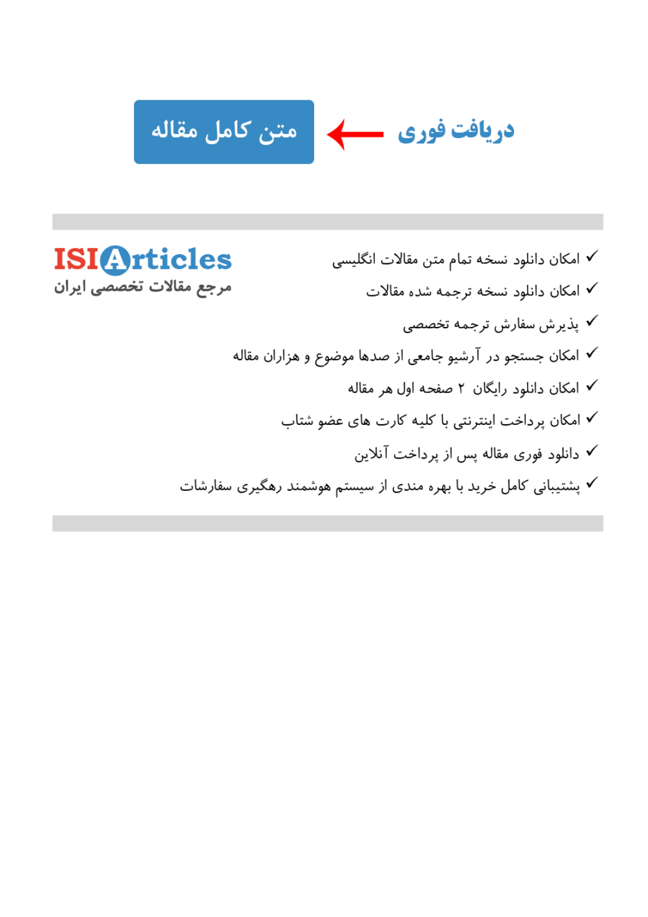دریافت فوری ← **متن کامل مقاله**

**ISIArticles**
مرجع مقالات تخصصی ایران

- ✓ امکان دانلود نسخه تمام متن مقالات انگلیسی
- ✓ امکان دانلود نسخه ترجمه شده مقالات
- ✓ پذیرش سفارش ترجمه تخصصی
- ✓ امکان جستجو در آرشیو جامعی از صدها موضوع و هزاران مقاله
- ✓ امکان دانلود رایگان ۲ صفحه اول هر مقاله
- ✓ امکان پرداخت اینترنتی با کلیه کارت های عضو شتاب
- ✓ دانلود فوری مقاله پس از پرداخت آنلاین
- ✓ پشتیبانی کامل خرید با بهره مندی از سیستم هوشمند رهگیری سفارشات